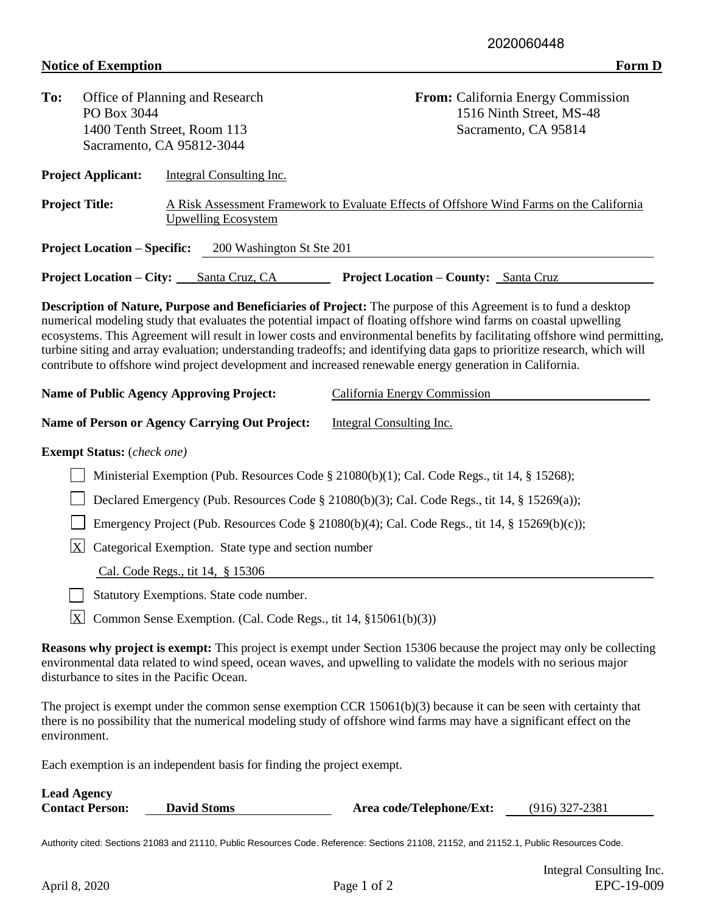2020060448

**Notice of Exemption** **Form D**

**To:** Office of Planning and Research
PO Box 3044
1400 Tenth Street, Room 113
Sacramento, CA 95812-3044

**From:** California Energy Commission
1516 Ninth Street, MS-48
Sacramento, CA 95814

**Project Applicant:** Integral Consulting Inc.

**Project Title:** A Risk Assessment Framework to Evaluate Effects of Offshore Wind Farms on the California Upwelling Ecosystem

**Project Location – Specific:** 200 Washington St Ste 201

**Project Location – City:** Santa Cruz, CA **Project Location – County:** Santa Cruz

**Description of Nature, Purpose and Beneficiaries of Project:** The purpose of this Agreement is to fund a desktop numerical modeling study that evaluates the potential impact of floating offshore wind farms on coastal upwelling ecosystems. This Agreement will result in lower costs and environmental benefits by facilitating offshore wind permitting, turbine siting and array evaluation; understanding tradeoffs; and identifying data gaps to prioritize research, which will contribute to offshore wind project development and increased renewable energy generation in California.

**Name of Public Agency Approving Project:** California Energy Commission

**Name of Person or Agency Carrying Out Project:** Integral Consulting Inc.

**Exempt Status:** (*check one*)

- [ ] Ministerial Exemption (Pub. Resources Code § 21080(b)(1); Cal. Code Regs., tit 14, § 15268);
- [ ] Declared Emergency (Pub. Resources Code § 21080(b)(3); Cal. Code Regs., tit 14, § 15269(a));
- [ ] Emergency Project (Pub. Resources Code § 21080(b)(4); Cal. Code Regs., tit 14, § 15269(b)(c));
- [X] Categorical Exemption. State type and section number
  Cal. Code Regs., tit 14, § 15306
- [ ] Statutory Exemptions. State code number.
- [X] Common Sense Exemption. (Cal. Code Regs., tit 14, §15061(b)(3))

**Reasons why project is exempt:** This project is exempt under Section 15306 because the project may only be collecting environmental data related to wind speed, ocean waves, and upwelling to validate the models with no serious major disturbance to sites in the Pacific Ocean.

The project is exempt under the common sense exemption CCR 15061(b)(3) because it can be seen with certainty that there is no possibility that the numerical modeling study of offshore wind farms may have a significant effect on the environment.

Each exemption is an independent basis for finding the project exempt.

**Lead Agency Contact Person:** **David Stoms** **Area code/Telephone/Ext:** (916) 327-2381

Authority cited: Sections 21083 and 21110, Public Resources Code. Reference: Sections 21108, 21152, and 21152.1, Public Resources Code.

April 8, 2020

Integral Consulting Inc.
EPC-19-009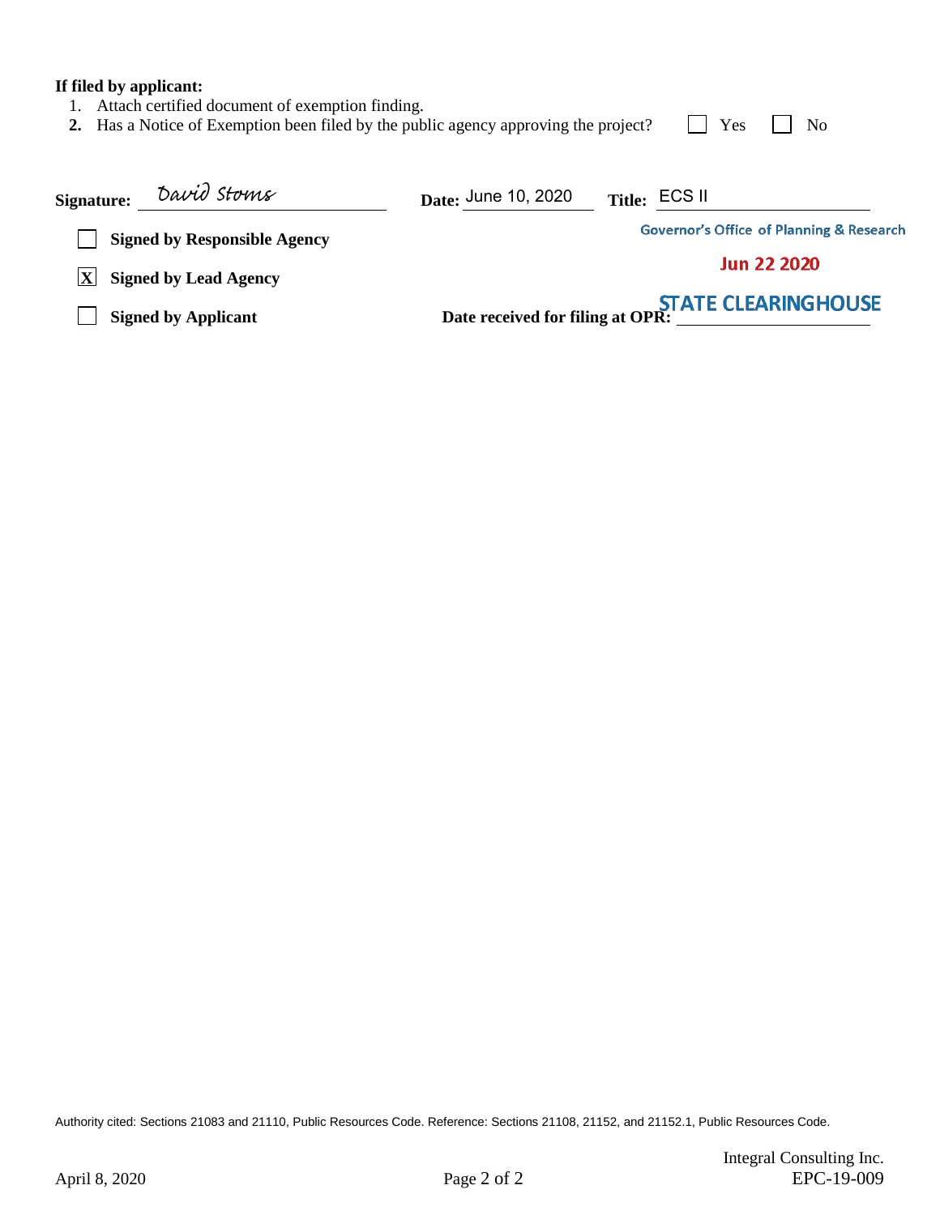**If filed by applicant:**

1. Attach certified document of exemption finding.
2. Has a Notice of Exemption been filed by the public agency approving the project? ☐ Yes ☐ No

**Signature:** David Stoms **Date:** June 10, 2020 **Title:** ECS II

☐ **Signed by Responsible Agency**

☒ **Signed by Lead Agency**

☐ **Signed by Applicant**

**Date received for filing at OPR:** Governor's Office of Planning & Research Jun 22 2020 STATE CLEARINGHOUSE

Authority cited: Sections 21083 and 21110, Public Resources Code. Reference: Sections 21108, 21152, and 21152.1, Public Resources Code.

April 8, 2020

Integral Consulting Inc.
EPC-19-009